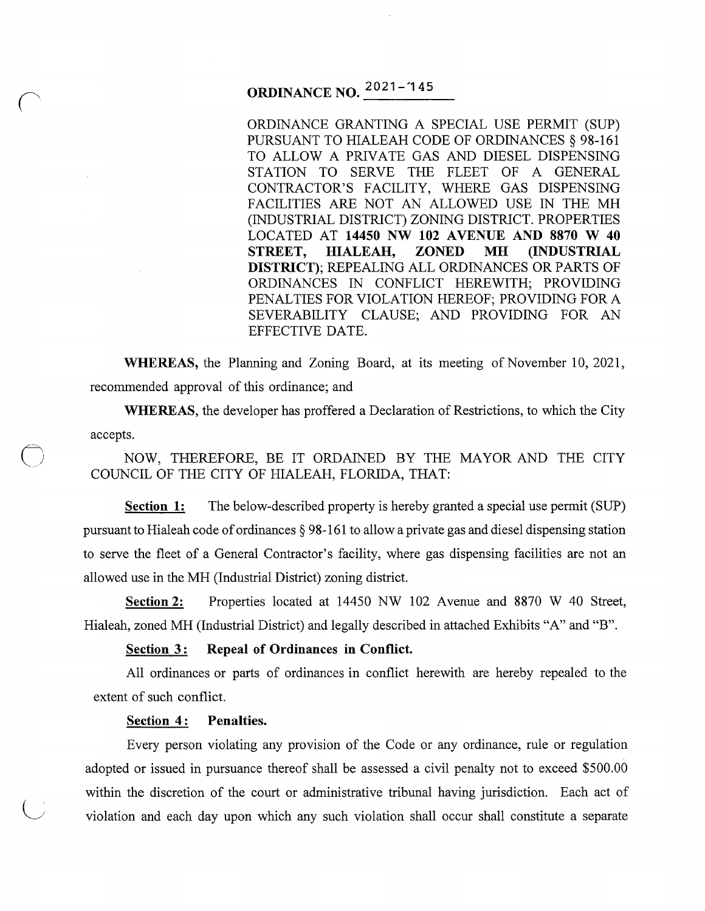# ORDINANCE NO. 2021-145

ORDINANCE GRANTING A SPECIAL USE PERMIT (SUP) PURSUANT TO HIALEAH CODE OF ORDINANCES § 98-161 TO ALLOW A PRIVATE GAS AND DIESEL DISPENSING STATION TO SERVE THE FLEET OF A GENERAL CONTRACTOR'S FACILITY, WHERE GAS DISPENSING FACILITIES ARE NOT AN ALLOWED USE IN THE MH (INDUSTRIAL DISTRICT) ZONING DISTRICT. PROPERTIES LOCATED AT **14450 NW 102 AVENUE AND 8870 W 40 STREET, HIALEAH, ZONED MH (INDUSTRIAL DISTRICT)**; REPEALING ALL ORDINANCES OR PARTS OF ORDINANCES IN CONFLICT HEREWITH; PROVIDING PENALTIES FOR VIOLATION HEREOF; PROVIDING FOR A SEVERABILITY CLAUSE; AND PROVIDING FOR AN EFFECTIVE DATE.

**WHEREAS,** the Planning and Zoning Board, at its meeting of November 10, 2021, recommended approval of this ordinance; and

**WHEREAS,** the developer has proffered a Declaration of Restrictions, to which the City accepts.

NOW, THEREFORE, BE IT ORDAINED BY THE MAYOR AND THE CITY COUNCIL OF THE CITY OF HIALEAH, FLORIDA, THAT:

**Section 1:** The below-described property is hereby granted a special use permit (SUP) pursuant to Hialeah code of ordinances § 98-161 to allow a private gas and diesel dispensing station to serve the fleet of a General Contractor's facility, where gas dispensing facilities are not an allowed use in the MH (Industrial District) zoning district.

**Section 2:** Properties located at 14450 NW 102 Avenue and 8870 W 40 Street, Hialeah, zoned MH (Industrial District) and legally described in attached Exhibits "A" and "B".

**Section 3: Repeal of Ordinances in Conflict.**

All ordinances or parts of ordinances in conflict herewith are hereby repealed to the extent of such conflict.

**Section 4: Penalties.**

Every person violating any provision of the Code or any ordinance, rule or regulation adopted or issued in pursuance thereof shall be assessed a civil penalty not to exceed $500.00 within the discretion of the court or administrative tribunal having jurisdiction. Each act of violation and each day upon which any such violation shall occur shall constitute a separate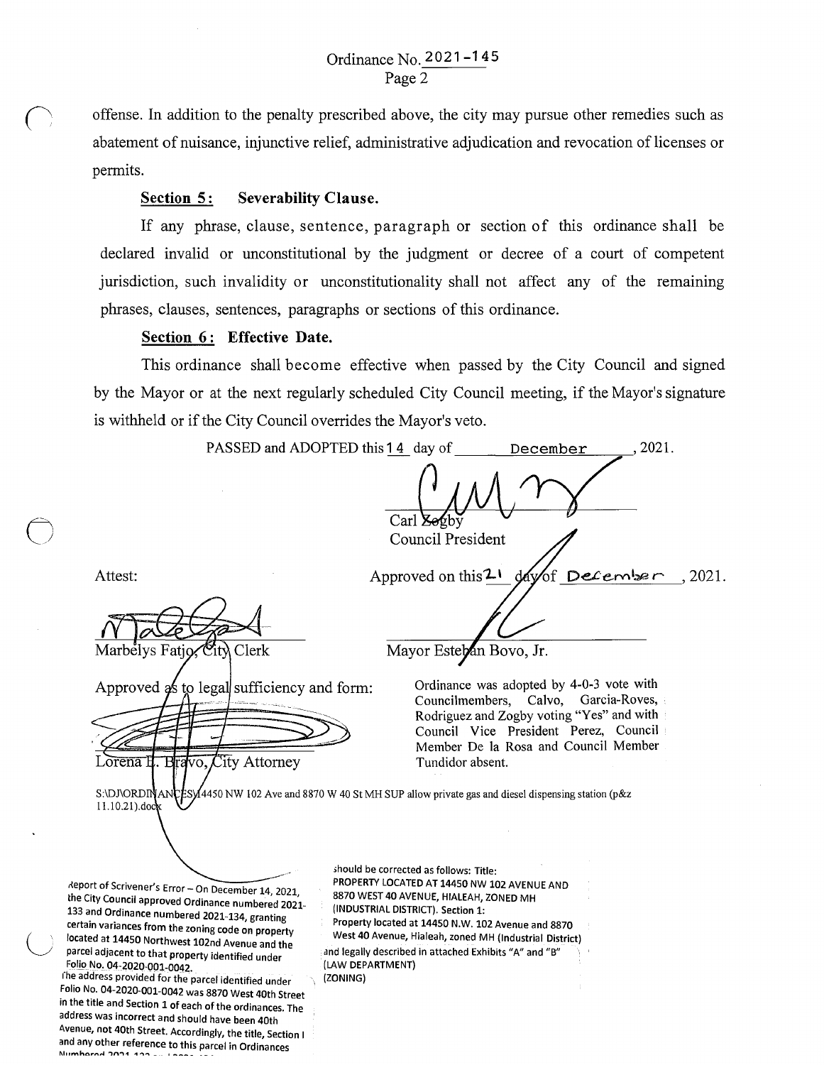Ordinance No. 2021-145

offense. In addition to the penalty prescribed above, the city may pursue other remedies such as abatement of nuisance, injunctive relief, administrative adjudication and revocation of licenses or permits.

**Section 5: Severability Clause.**

If any phrase, clause, sentence, paragraph or section of this ordinance shall be declared invalid or unconstitutional by the judgment or decree of a court of competent jurisdiction, such invalidity or unconstitutionality shall not affect any of the remaining phrases, clauses, sentences, paragraphs or sections of this ordinance.

**Section 6: Effective Date.**

This ordinance shall become effective when passed by the City Council and signed by the Mayor or at the next regularly scheduled City Council meeting, if the Mayor's signature is withheld or if the City Council overrides the Mayor's veto.

PASSED and ADOPTED this 14 day of December, 2021.

Carl Zogby
Council President

Attest:

Approved on this 21 day of December, 2021.

Marbelys Fatjo, City Clerk

Mayor Esteban Bovo, Jr.

Approved as to legal sufficiency and form:

Lorena E. Bravo, City Attorney

Ordinance was adopted by 4-0-3 vote with Councilmembers, Calvo, Garcia-Roves, Rodriguez and Zogby voting "Yes" and with Council Vice President Perez, Council Member De la Rosa and Council Member Tundidor absent.

S:\DJ\ORDINANCES\14450 NW 102 Ave and 8870 W 40 St MH SUP allow private gas and diesel dispensing station (p&z 11.10.21).docx

Report of Scrivener's Error – On December 14, 2021, the City Council approved Ordinance numbered 2021-133 and Ordinance numbered 2021-134, granting certain variances from the zoning code on property located at 14450 Northwest 102nd Avenue and the parcel adjacent to that property identified under Folio No. 04-2020-001-0042.
The address provided for the parcel identified under Folio No. 04-2020-001-0042 was 8870 West 40th Street in the title and Section 1 of each of the ordinances. The address was incorrect and should have been 40th Avenue, not 40th Street. Accordingly, the title, Section I and any other reference to this parcel in Ordinances Numbered 2021-133 and 2021-134

should be corrected as follows: Title:
PROPERTY LOCATED AT 14450 NW 102 AVENUE AND 8870 WEST 40 AVENUE, HIALEAH, ZONED MH (INDUSTRIAL DISTRICT). Section 1:
Property located at 14450 N.W. 102 Avenue and 8870 West 40 Avenue, Hialeah, zoned MH (Industrial District) and legally described in attached Exhibits "A" and "B"
(LAW DEPARTMENT)
(ZONING)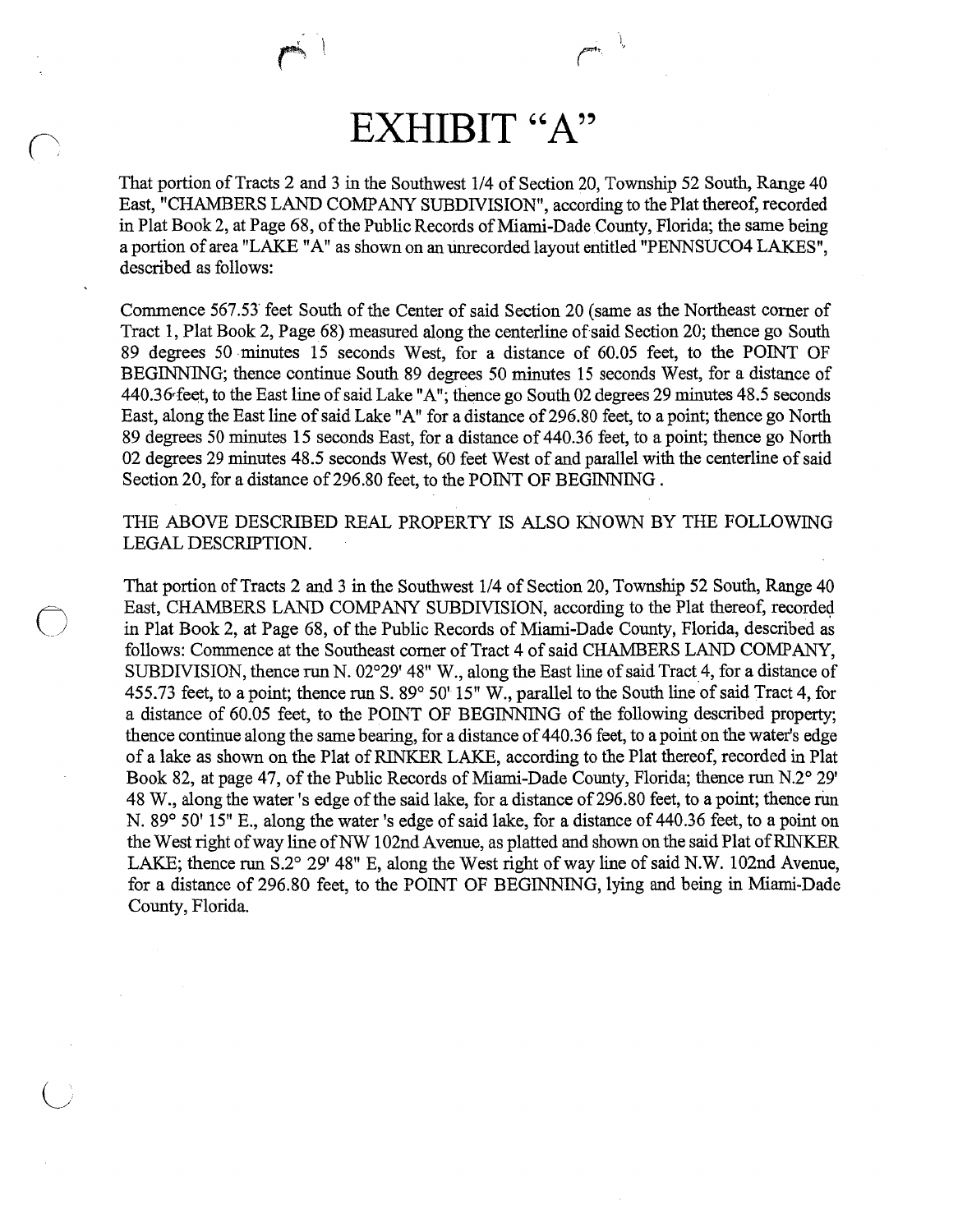# EXHIBIT "A"

That portion of Tracts 2 and 3 in the Southwest 1/4 of Section 20, Township 52 South, Range 40 East, "CHAMBERS LAND COMPANY SUBDIVISION", according to the Plat thereof, recorded in Plat Book 2, at Page 68, of the Public Records of Miami-Dade County, Florida; the same being a portion of area "LAKE "A" as shown on an unrecorded layout entitled "PENNSUCO4 LAKES", described as follows:

Commence 567.53 feet South of the Center of said Section 20 (same as the Northeast corner of Tract 1, Plat Book 2, Page 68) measured along the centerline of said Section 20; thence go South 89 degrees 50 minutes 15 seconds West, for a distance of 60.05 feet, to the POINT OF BEGINNING; thence continue South 89 degrees 50 minutes 15 seconds West, for a distance of 440.36 feet, to the East line of said Lake "A"; thence go South 02 degrees 29 minutes 48.5 seconds East, along the East line of said Lake "A" for a distance of 296.80 feet, to a point; thence go North 89 degrees 50 minutes 15 seconds East, for a distance of 440.36 feet, to a point; thence go North 02 degrees 29 minutes 48.5 seconds West, 60 feet West of and parallel with the centerline of said Section 20, for a distance of 296.80 feet, to the POINT OF BEGINNING .

THE ABOVE DESCRIBED REAL PROPERTY IS ALSO KNOWN BY THE FOLLOWING LEGAL DESCRIPTION.

That portion of Tracts 2 and 3 in the Southwest 1/4 of Section 20, Township 52 South, Range 40 East, CHAMBERS LAND COMPANY SUBDIVISION, according to the Plat thereof, recorded in Plat Book 2, at Page 68, of the Public Records of Miami-Dade County, Florida, described as follows: Commence at the Southeast corner of Tract 4 of said CHAMBERS LAND COMPANY, SUBDIVISION, thence run N. 02°29' 48" W., along the East line of said Tract 4, for a distance of 455.73 feet, to a point; thence run S. 89° 50' 15" W., parallel to the South line of said Tract 4, for a distance of 60.05 feet, to the POINT OF BEGINNING of the following described property; thence continue along the same bearing, for a distance of 440.36 feet, to a point on the water's edge of a lake as shown on the Plat of RINKER LAKE, according to the Plat thereof, recorded in Plat Book 82, at page 47, of the Public Records of Miami-Dade County, Florida; thence run N.2° 29' 48 W., along the water 's edge of the said lake, for a distance of 296.80 feet, to a point; thence run N. 89° 50' 15" E., along the water 's edge of said lake, for a distance of 440.36 feet, to a point on the West right of way line of NW 102nd Avenue, as platted and shown on the said Plat of RINKER LAKE; thence run S.2° 29' 48" E, along the West right of way line of said N.W. 102nd Avenue, for a distance of 296.80 feet, to the POINT OF BEGINNING, lying and being in Miami-Dade County, Florida.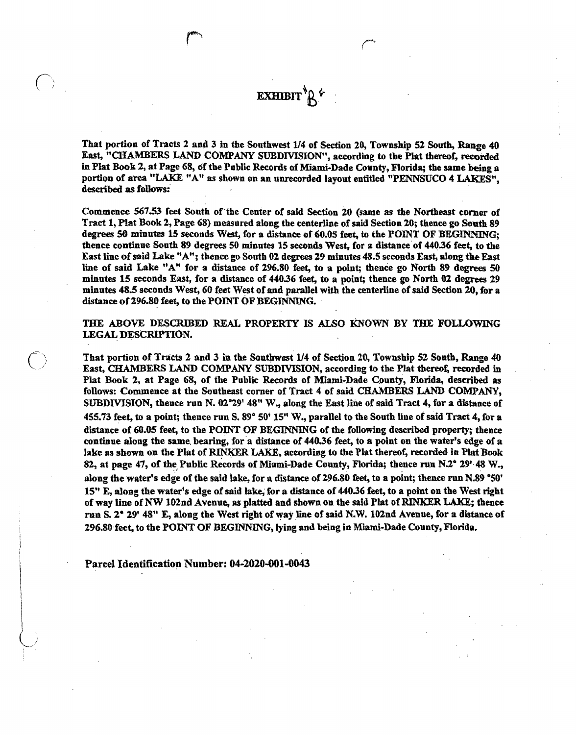# EXHIBIT "B"

That portion of Tracts 2 and 3 in the Southwest 1/4 of Section 20, Township 52 South, Range 40 East, "CHAMBERS LAND COMPANY SUBDIVISION", according to the Plat thereof, recorded in Plat Book 2, at Page 68, of the Public Records of Miami-Dade County, Florida; the same being a portion of area "LAKE "A" as shown on an unrecorded layout entitled "PENNSUCO 4 LAKES", described as follows:

Commence 567.53 feet South of the Center of said Section 20 (same as the Northeast corner of Tract 1, Plat Book 2, Page 68) measured along the centerline of said Section 20; thence go South 89 degrees 50 minutes 15 seconds West, for a distance of 60.05 feet, to the POINT OF BEGINNING; thence continue South 89 degrees 50 minutes 15 seconds West, for a distance of 440.36 feet, to the East line of said Lake "A"; thence go South 02 degrees 29 minutes 48.5 seconds East, along the East line of said Lake "A" for a distance of 296.80 feet, to a point; thence go North 89 degrees 50 minutes 15 seconds East, for a distance of 440.36 feet, to a point; thence go North 02 degrees 29 minutes 48.5 seconds West, 60 feet West of and parallel with the centerline of said Section 20, for a distance of 296.80 feet, to the POINT OF BEGINNING.

THE ABOVE DESCRIBED REAL PROPERTY IS ALSO KNOWN BY THE FOLLOWING LEGAL DESCRIPTION.

That portion of Tracts 2 and 3 in the Southwest 1/4 of Section 20, Township 52 South, Range 40 East, CHAMBERS LAND COMPANY SUBDIVISION, according to the Plat thereof, recorded in Plat Book 2, at Page 68, of the Public Records of Miami-Dade County, Florida, described as follows: Commence at the Southeast corner of Tract 4 of said CHAMBERS LAND COMPANY, SUBDIVISION, thence run N. 02°29' 48" W., along the East line of said Tract 4, for a distance of 455.73 feet, to a point; thence run S. 89° 50' 15" W., parallel to the South line of said Tract 4, for a distance of 60.05 feet, to the POINT OF BEGINNING of the following described property; thence continue along the same bearing, for a distance of 440.36 feet, to a point on the water's edge of a lake as shown on the Plat of RINKER LAKE, according to the Plat thereof, recorded in Plat Book 82, at page 47, of the Public Records of Miami-Dade County, Florida; thence run N.2° 29' 48 W., along the water's edge of the said lake, for a distance of 296.80 feet, to a point; thence run N.89 °50' 15" E, along the water's edge of said lake, for a distance of 440.36 feet, to a point on the West right of way line of NW 102nd Avenue, as platted and shown on the said Plat of RINKER LAKE; thence run S. 2° 29' 48" E, along the West right of way line of said N.W. 102nd Avenue, for a distance of 296.80 feet, to the POINT OF BEGINNING, lying and being in Miami-Dade County, Florida.

Parcel Identification Number: 04-2020-001-0043